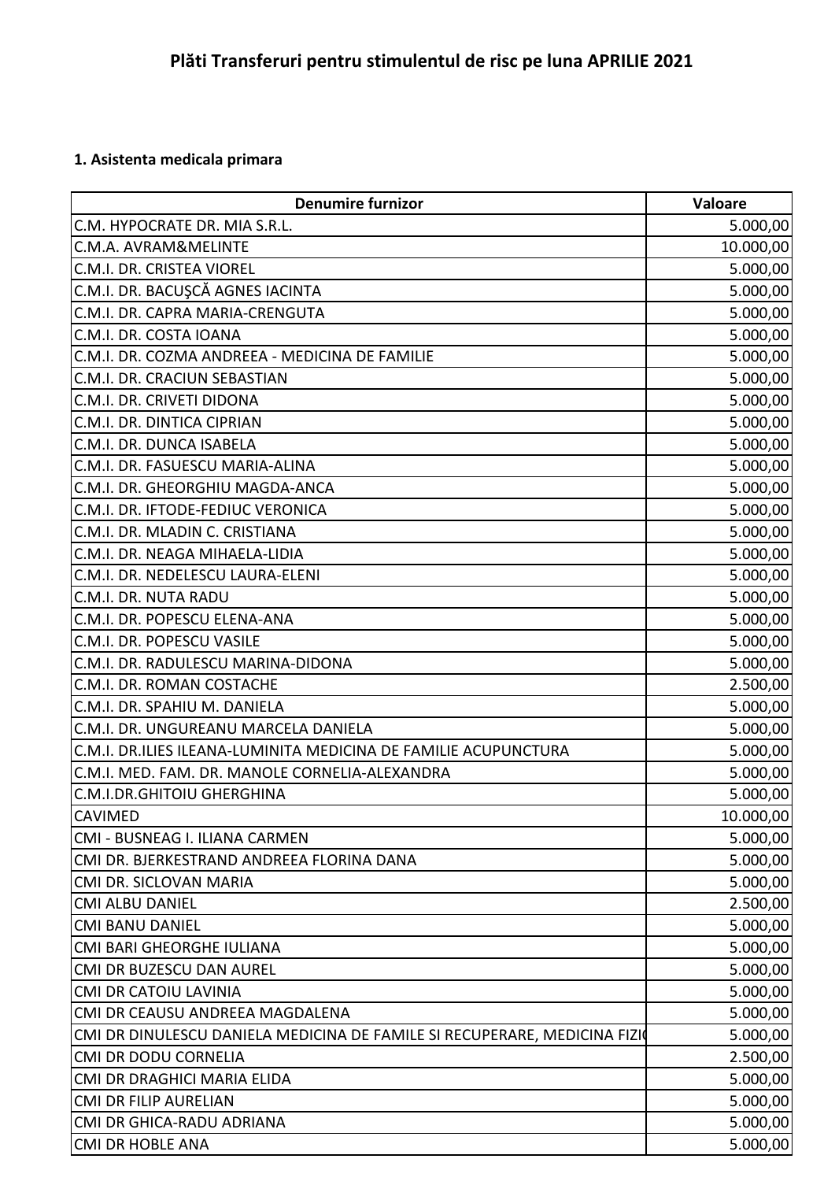# Plăti Transferuri pentru stimulentul de risc pe luna APRILIE 2021

### 1. Asistenta medicala primara

| Denumire furnizor | Valoare |
|---|---:|
| C.M. HYPOCRATE DR. MIA S.R.L. | 5.000,00 |
| C.M.A. AVRAM&MELINTE | 10.000,00 |
| C.M.I. DR. CRISTEA VIOREL | 5.000,00 |
| C.M.I. DR. BACUŞCĂ AGNES IACINTA | 5.000,00 |
| C.M.I. DR. CAPRA MARIA-CRENGUTA | 5.000,00 |
| C.M.I. DR. COSTA IOANA | 5.000,00 |
| C.M.I. DR. COZMA ANDREEA - MEDICINA DE FAMILIE | 5.000,00 |
| C.M.I. DR. CRACIUN SEBASTIAN | 5.000,00 |
| C.M.I. DR. CRIVETI DIDONA | 5.000,00 |
| C.M.I. DR. DINTICA CIPRIAN | 5.000,00 |
| C.M.I. DR. DUNCA ISABELA | 5.000,00 |
| C.M.I. DR. FASUESCU MARIA-ALINA | 5.000,00 |
| C.M.I. DR. GHEORGHIU MAGDA-ANCA | 5.000,00 |
| C.M.I. DR. IFTODE-FEDIUC VERONICA | 5.000,00 |
| C.M.I. DR. MLADIN C. CRISTIANA | 5.000,00 |
| C.M.I. DR. NEAGA MIHAELA-LIDIA | 5.000,00 |
| C.M.I. DR. NEDELESCU LAURA-ELENI | 5.000,00 |
| C.M.I. DR. NUTA RADU | 5.000,00 |
| C.M.I. DR. POPESCU ELENA-ANA | 5.000,00 |
| C.M.I. DR. POPESCU VASILE | 5.000,00 |
| C.M.I. DR. RADULESCU MARINA-DIDONA | 5.000,00 |
| C.M.I. DR. ROMAN COSTACHE | 2.500,00 |
| C.M.I. DR. SPAHIU M. DANIELA | 5.000,00 |
| C.M.I. DR. UNGUREANU MARCELA DANIELA | 5.000,00 |
| C.M.I. DR.ILIES ILEANA-LUMINITA MEDICINA DE FAMILIE ACUPUNCTURA | 5.000,00 |
| C.M.I. MED. FAM. DR. MANOLE CORNELIA-ALEXANDRA | 5.000,00 |
| C.M.I.DR.GHITOIU GHERGHINA | 5.000,00 |
| CAVIMED | 10.000,00 |
| CMI - BUSNEAG I. ILIANA CARMEN | 5.000,00 |
| CMI DR. BJERKESTRAND ANDREEA FLORINA DANA | 5.000,00 |
| CMI DR. SICLOVAN MARIA | 5.000,00 |
| CMI ALBU DANIEL | 2.500,00 |
| CMI BANU DANIEL | 5.000,00 |
| CMI BARI GHEORGHE IULIANA | 5.000,00 |
| CMI DR BUZESCU DAN AUREL | 5.000,00 |
| CMI DR CATOIU LAVINIA | 5.000,00 |
| CMI DR CEAUSU ANDREEA MAGDALENA | 5.000,00 |
| CMI DR DINULESCU DANIELA MEDICINA DE FAMILE SI RECUPERARE, MEDICINA FIZI | 5.000,00 |
| CMI DR DODU CORNELIA | 2.500,00 |
| CMI DR DRAGHICI MARIA ELIDA | 5.000,00 |
| CMI DR FILIP AURELIAN | 5.000,00 |
| CMI DR GHICA-RADU ADRIANA | 5.000,00 |
| CMI DR HOBLE ANA | 5.000,00 |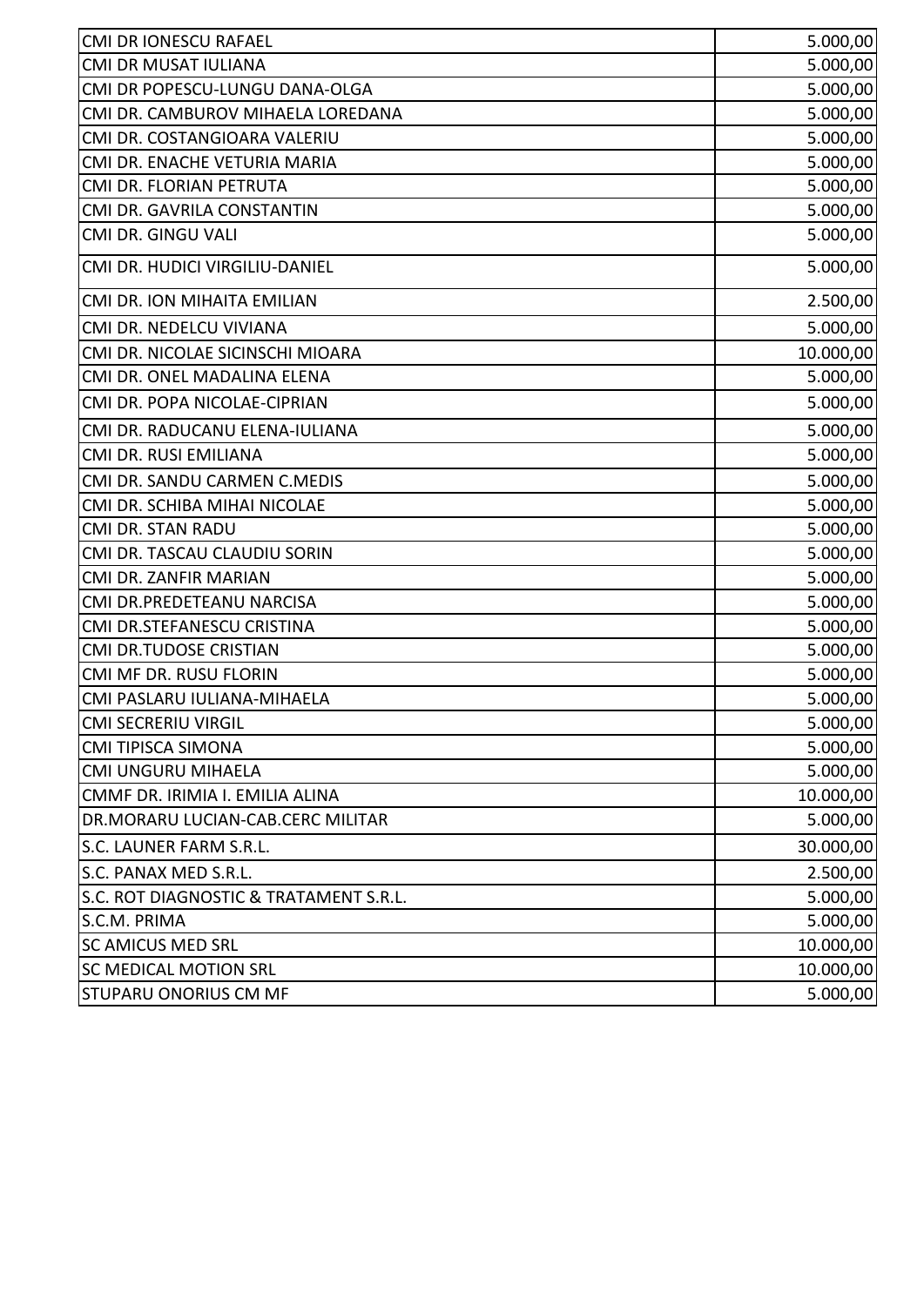| | |
|---|---|
| CMI DR IONESCU RAFAEL | 5.000,00 |
| CMI DR MUSAT IULIANA | 5.000,00 |
| CMI DR POPESCU-LUNGU DANA-OLGA | 5.000,00 |
| CMI DR. CAMBUROV MIHAELA LOREDANA | 5.000,00 |
| CMI DR. COSTANGIOARA VALERIU | 5.000,00 |
| CMI DR. ENACHE VETURIA MARIA | 5.000,00 |
| CMI DR. FLORIAN PETRUTA | 5.000,00 |
| CMI DR. GAVRILA CONSTANTIN | 5.000,00 |
| CMI DR. GINGU VALI | 5.000,00 |
| CMI DR. HUDICI VIRGILIU-DANIEL | 5.000,00 |
| CMI DR. ION MIHAITA EMILIAN | 2.500,00 |
| CMI DR. NEDELCU VIVIANA | 5.000,00 |
| CMI DR. NICOLAE SICINSCHI MIOARA | 10.000,00 |
| CMI DR. ONEL MADALINA ELENA | 5.000,00 |
| CMI DR. POPA NICOLAE-CIPRIAN | 5.000,00 |
| CMI DR. RADUCANU ELENA-IULIANA | 5.000,00 |
| CMI DR. RUSI EMILIANA | 5.000,00 |
| CMI DR. SANDU CARMEN C.MEDIS | 5.000,00 |
| CMI DR. SCHIBA MIHAI NICOLAE | 5.000,00 |
| CMI DR. STAN RADU | 5.000,00 |
| CMI DR. TASCAU CLAUDIU SORIN | 5.000,00 |
| CMI DR. ZANFIR MARIAN | 5.000,00 |
| CMI DR.PREDETEANU NARCISA | 5.000,00 |
| CMI DR.STEFANESCU CRISTINA | 5.000,00 |
| CMI DR.TUDOSE CRISTIAN | 5.000,00 |
| CMI MF DR. RUSU FLORIN | 5.000,00 |
| CMI PASLARU IULIANA-MIHAELA | 5.000,00 |
| CMI SECRERIU VIRGIL | 5.000,00 |
| CMI TIPISCA SIMONA | 5.000,00 |
| CMI UNGURU MIHAELA | 5.000,00 |
| CMMF DR. IRIMIA I. EMILIA ALINA | 10.000,00 |
| DR.MORARU LUCIAN-CAB.CERC MILITAR | 5.000,00 |
| S.C. LAUNER FARM S.R.L. | 30.000,00 |
| S.C. PANAX MED S.R.L. | 2.500,00 |
| S.C. ROT DIAGNOSTIC & TRATAMENT S.R.L. | 5.000,00 |
| S.C.M. PRIMA | 5.000,00 |
| SC AMICUS MED SRL | 10.000,00 |
| SC MEDICAL MOTION SRL | 10.000,00 |
| STUPARU ONORIUS CM MF | 5.000,00 |